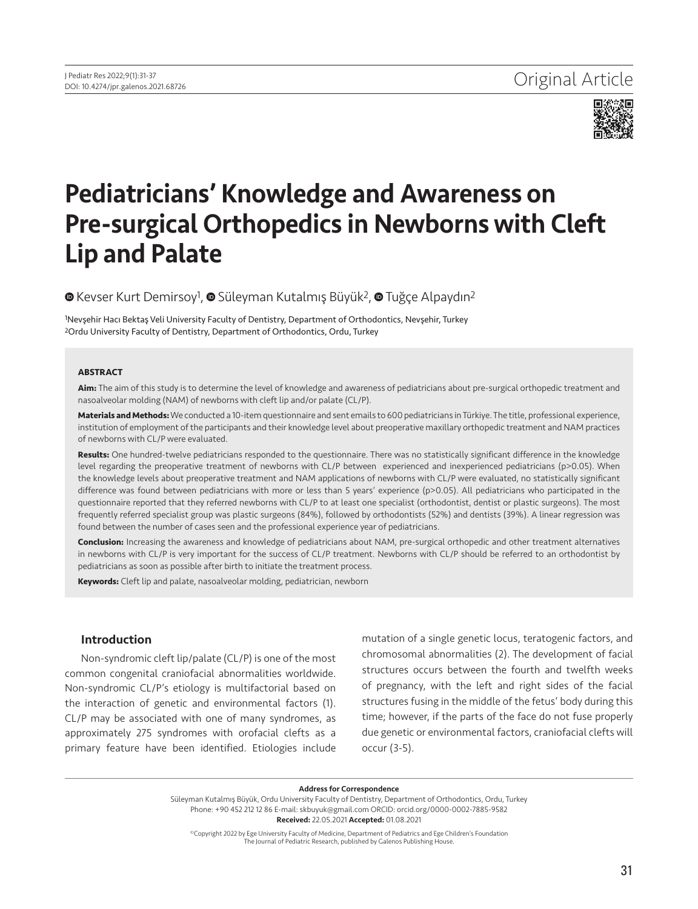Original Article

# Pediatricians' Knowledge and Awareness on Pre-surgical Orthopedics in Newborns with Cleft Lip and Palate

Kevser Kurt Demirsoy[1], Süleyman Kutalmış Büyük[2], Tuğçe Alpaydın[2]

[1]Nevşehir Hacı Bektaş Veli University Faculty of Dentistry, Department of Orthodontics, Nevşehir, Turkey
[2]Ordu University Faculty of Dentistry, Department of Orthodontics, Ordu, Turkey

## ABSTRACT

**Aim:** The aim of this study is to determine the level of knowledge and awareness of pediatricians about pre-surgical orthopedic treatment and nasoalveolar molding (NAM) of newborns with cleft lip and/or palate (CL/P).

**Materials and Methods:** We conducted a 10-item questionnaire and sent emails to 600 pediatricians in Türkiye. The title, professional experience, institution of employment of the participants and their knowledge level about preoperative maxillary orthopedic treatment and NAM practices of newborns with CL/P were evaluated.

**Results:** One hundred-twelve pediatricians responded to the questionnaire. There was no statistically significant difference in the knowledge level regarding the preoperative treatment of newborns with CL/P between experienced and inexperienced pediatricians ($p>0.05$). When the knowledge levels about preoperative treatment and NAM applications of newborns with CL/P were evaluated, no statistically significant difference was found between pediatricians with more or less than 5 years' experience ($p>0.05$). All pediatricians who participated in the questionnaire reported that they referred newborns with CL/P to at least one specialist (orthodontist, dentist or plastic surgeons). The most frequently referred specialist group was plastic surgeons (84%), followed by orthodontists (52%) and dentists (39%). A linear regression was found between the number of cases seen and the professional experience year of pediatricians.

**Conclusion:** Increasing the awareness and knowledge of pediatricians about NAM, pre-surgical orthopedic and other treatment alternatives in newborns with CL/P is very important for the success of CL/P treatment. Newborns with CL/P should be referred to an orthodontist by pediatricians as soon as possible after birth to initiate the treatment process.

**Keywords:** Cleft lip and palate, nasoalveolar molding, pediatrician, newborn

## Introduction

Non-syndromic cleft lip/palate (CL/P) is one of the most common congenital craniofacial abnormalities worldwide. Non-syndromic CL/P's etiology is multifactorial based on the interaction of genetic and environmental factors (1). CL/P may be associated with one of many syndromes, as approximately 275 syndromes with orofacial clefts as a primary feature have been identified. Etiologies include mutation of a single genetic locus, teratogenic factors, and chromosomal abnormalities (2). The development of facial structures occurs between the fourth and twelfth weeks of pregnancy, with the left and right sides of the facial structures fusing in the middle of the fetus' body during this time; however, if the parts of the face do not fuse properly due genetic or environmental factors, craniofacial clefts will occur (3-5).

**Address for Correspondence**
Süleyman Kutalmış Büyük, Ordu University Faculty of Dentistry, Department of Orthodontics, Ordu, Turkey
Phone: +90 452 212 12 86 E-mail: skbuyuk@gmail.com ORCID: orcid.org/0000-0002-7885-9582
**Received:** 22.05.2021 **Accepted:** 01.08.2021

©Copyright 2022 by Ege University Faculty of Medicine, Department of Pediatrics and Ege Children's Foundation
The Journal of Pediatric Research, published by Galenos Publishing House.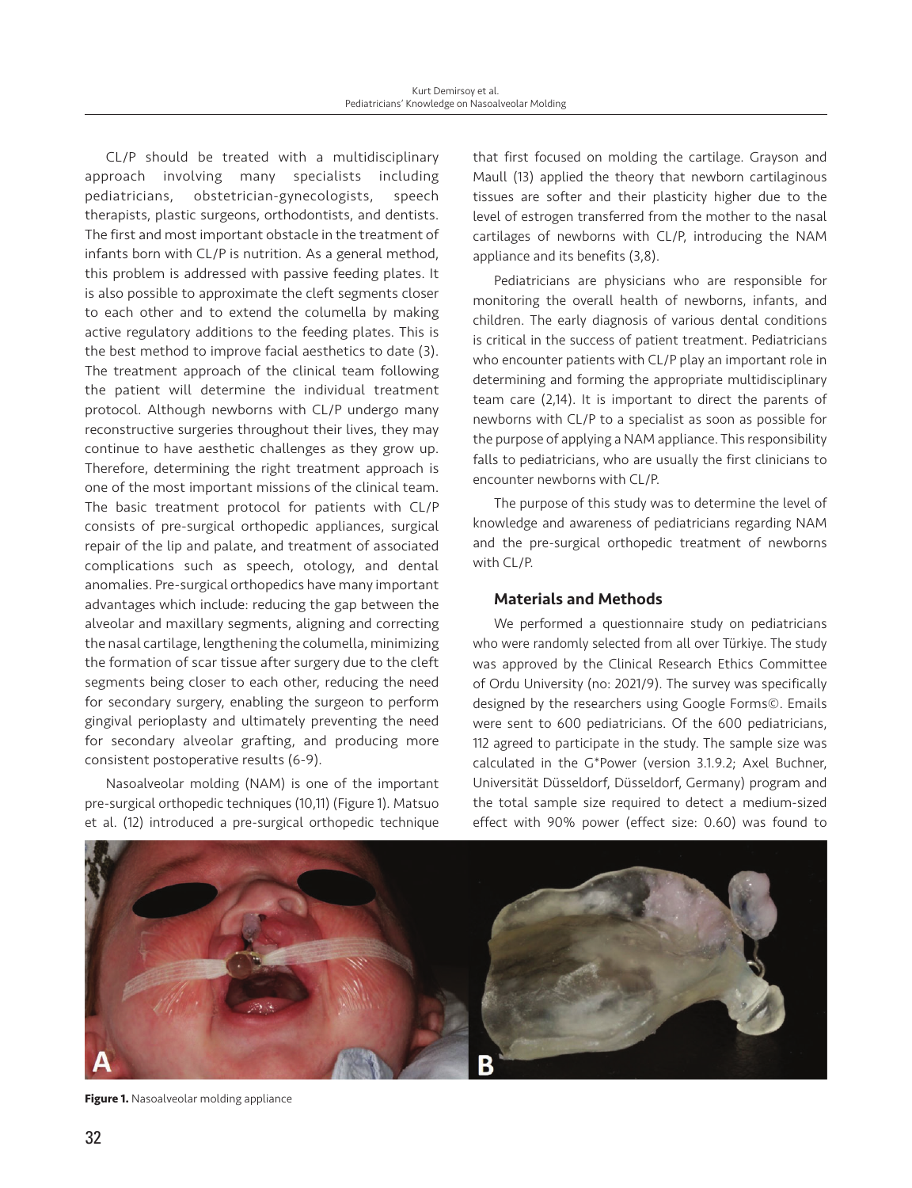CL/P should be treated with a multidisciplinary approach involving many specialists including pediatricians, obstetrician-gynecologists, speech therapists, plastic surgeons, orthodontists, and dentists. The first and most important obstacle in the treatment of infants born with CL/P is nutrition. As a general method, this problem is addressed with passive feeding plates. It is also possible to approximate the cleft segments closer to each other and to extend the columella by making active regulatory additions to the feeding plates. This is the best method to improve facial aesthetics to date (3). The treatment approach of the clinical team following the patient will determine the individual treatment protocol. Although newborns with CL/P undergo many reconstructive surgeries throughout their lives, they may continue to have aesthetic challenges as they grow up. Therefore, determining the right treatment approach is one of the most important missions of the clinical team. The basic treatment protocol for patients with CL/P consists of pre-surgical orthopedic appliances, surgical repair of the lip and palate, and treatment of associated complications such as speech, otology, and dental anomalies. Pre-surgical orthopedics have many important advantages which include: reducing the gap between the alveolar and maxillary segments, aligning and correcting the nasal cartilage, lengthening the columella, minimizing the formation of scar tissue after surgery due to the cleft segments being closer to each other, reducing the need for secondary surgery, enabling the surgeon to perform gingival perioplasty and ultimately preventing the need for secondary alveolar grafting, and producing more consistent postoperative results (6-9).

Nasoalveolar molding (NAM) is one of the important pre-surgical orthopedic techniques (10,11) (Figure 1). Matsuo et al. (12) introduced a pre-surgical orthopedic technique that first focused on molding the cartilage. Grayson and Maull (13) applied the theory that newborn cartilaginous tissues are softer and their plasticity higher due to the level of estrogen transferred from the mother to the nasal cartilages of newborns with CL/P, introducing the NAM appliance and its benefits (3,8).

Pediatricians are physicians who are responsible for monitoring the overall health of newborns, infants, and children. The early diagnosis of various dental conditions is critical in the success of patient treatment. Pediatricians who encounter patients with CL/P play an important role in determining and forming the appropriate multidisciplinary team care (2,14). It is important to direct the parents of newborns with CL/P to a specialist as soon as possible for the purpose of applying a NAM appliance. This responsibility falls to pediatricians, who are usually the first clinicians to encounter newborns with CL/P.

The purpose of this study was to determine the level of knowledge and awareness of pediatricians regarding NAM and the pre-surgical orthopedic treatment of newborns with CL/P.

## Materials and Methods

We performed a questionnaire study on pediatricians who were randomly selected from all over Türkiye. The study was approved by the Clinical Research Ethics Committee of Ordu University (no: 2021/9). The survey was specifically designed by the researchers using Google Forms©. Emails were sent to 600 pediatricians. Of the 600 pediatricians, 112 agreed to participate in the study. The sample size was calculated in the G*Power (version 3.1.9.2; Axel Buchner, Universität Düsseldorf, Düsseldorf, Germany) program and the total sample size required to detect a medium-sized effect with 90% power (effect size: 0.60) was found to

**Figure 1.** Nasoalveolar molding appliance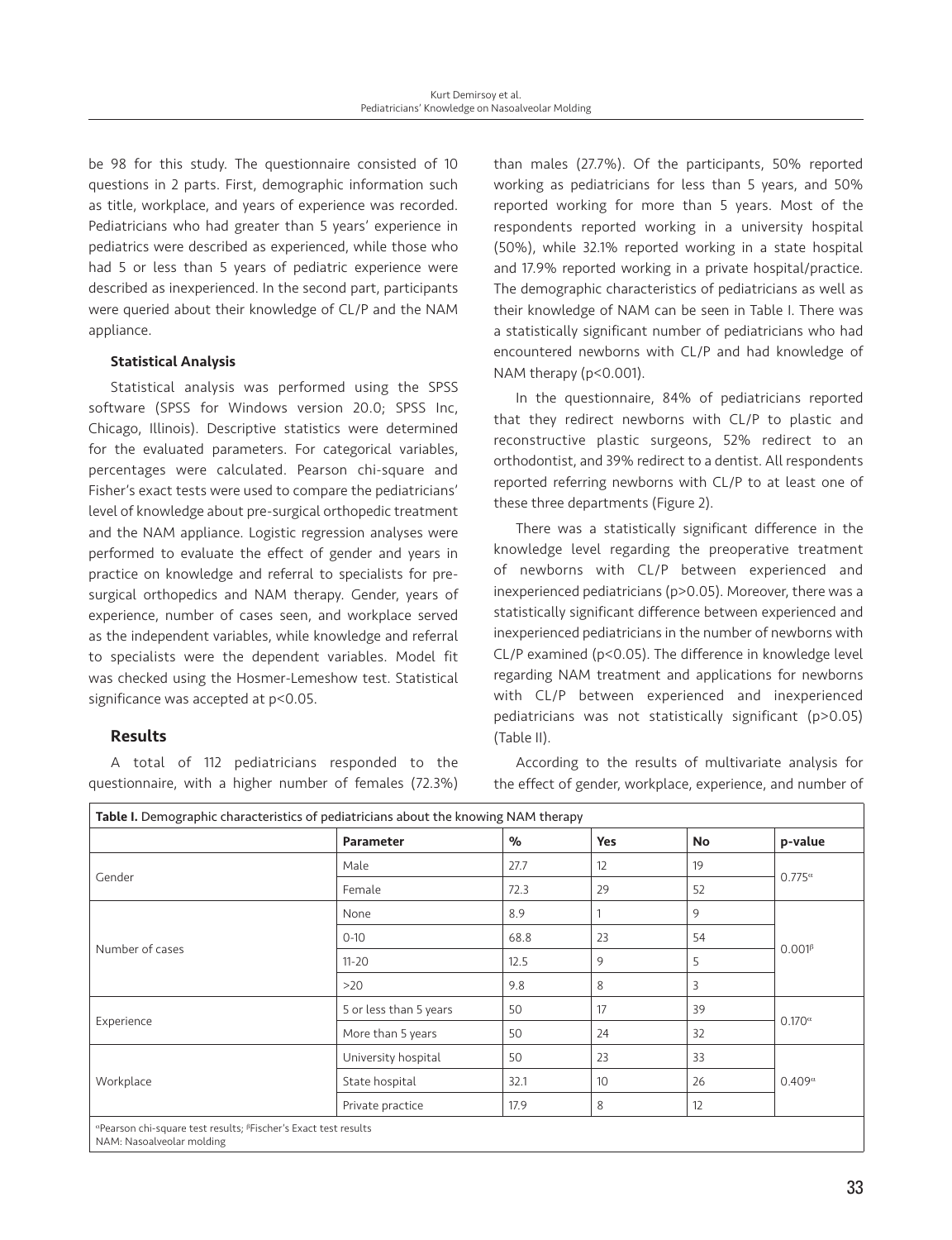be 98 for this study. The questionnaire consisted of 10 questions in 2 parts. First, demographic information such as title, workplace, and years of experience was recorded. Pediatricians who had greater than 5 years' experience in pediatrics were described as experienced, while those who had 5 or less than 5 years of pediatric experience were described as inexperienced. In the second part, participants were queried about their knowledge of CL/P and the NAM appliance.

#### Statistical Analysis

Statistical analysis was performed using the SPSS software (SPSS for Windows version 20.0; SPSS Inc, Chicago, Illinois). Descriptive statistics were determined for the evaluated parameters. For categorical variables, percentages were calculated. Pearson chi-square and Fisher's exact tests were used to compare the pediatricians' level of knowledge about pre-surgical orthopedic treatment and the NAM appliance. Logistic regression analyses were performed to evaluate the effect of gender and years in practice on knowledge and referral to specialists for pre-surgical orthopedics and NAM therapy. Gender, years of experience, number of cases seen, and workplace served as the independent variables, while knowledge and referral to specialists were the dependent variables. Model fit was checked using the Hosmer-Lemeshow test. Statistical significance was accepted at $p<0.05$.

### Results

A total of 112 pediatricians responded to the questionnaire, with a higher number of females (72.3%) than males (27.7%). Of the participants, 50% reported working as pediatricians for less than 5 years, and 50% reported working for more than 5 years. Most of the respondents reported working in a university hospital (50%), while 32.1% reported working in a state hospital and 17.9% reported working in a private hospital/practice. The demographic characteristics of pediatricians as well as their knowledge of NAM can be seen in Table I. There was a statistically significant number of pediatricians who had encountered newborns with CL/P and had knowledge of NAM therapy ($p<0.001$).

In the questionnaire, 84% of pediatricians reported that they redirect newborns with CL/P to plastic and reconstructive plastic surgeons, 52% redirect to an orthodontist, and 39% redirect to a dentist. All respondents reported referring newborns with CL/P to at least one of these three departments (Figure 2).

There was a statistically significant difference in the knowledge level regarding the preoperative treatment of newborns with CL/P between experienced and inexperienced pediatricians ($p>0.05$). Moreover, there was a statistically significant difference between experienced and inexperienced pediatricians in the number of newborns with CL/P examined ($p<0.05$). The difference in knowledge level regarding NAM treatment and applications for newborns with CL/P between experienced and inexperienced pediatricians was not statistically significant ($p>0.05$) (Table II).

According to the results of multivariate analysis for the effect of gender, workplace, experience, and number of

**Table I.** Demographic characteristics of pediatricians about the knowing NAM therapy

| | Parameter | % | Yes | No | p-value |
|---|---|---|---|---|---|
| Gender | Male | 27.7 | 12 | 19 | 0.775[α] |
| | Female | 72.3 | 29 | 52 | |
| Number of cases | None | 8.9 | 1 | 9 | 0.001[β] |
| | 0-10 | 68.8 | 23 | 54 | |
| | 11-20 | 12.5 | 9 | 5 | |
| | >20 | 9.8 | 8 | 3 | |
| Experience | 5 or less than 5 years | 50 | 17 | 39 | 0.170[α] |
| | More than 5 years | 50 | 24 | 32 | |
| Workplace | University hospital | 50 | 23 | 33 | 0.409[α] |
| | State hospital | 32.1 | 10 | 26 | |
| | Private practice | 17.9 | 8 | 12 | |

[α]Pearson chi-square test results; [β]Fischer's Exact test results
NAM: Nasoalveolar molding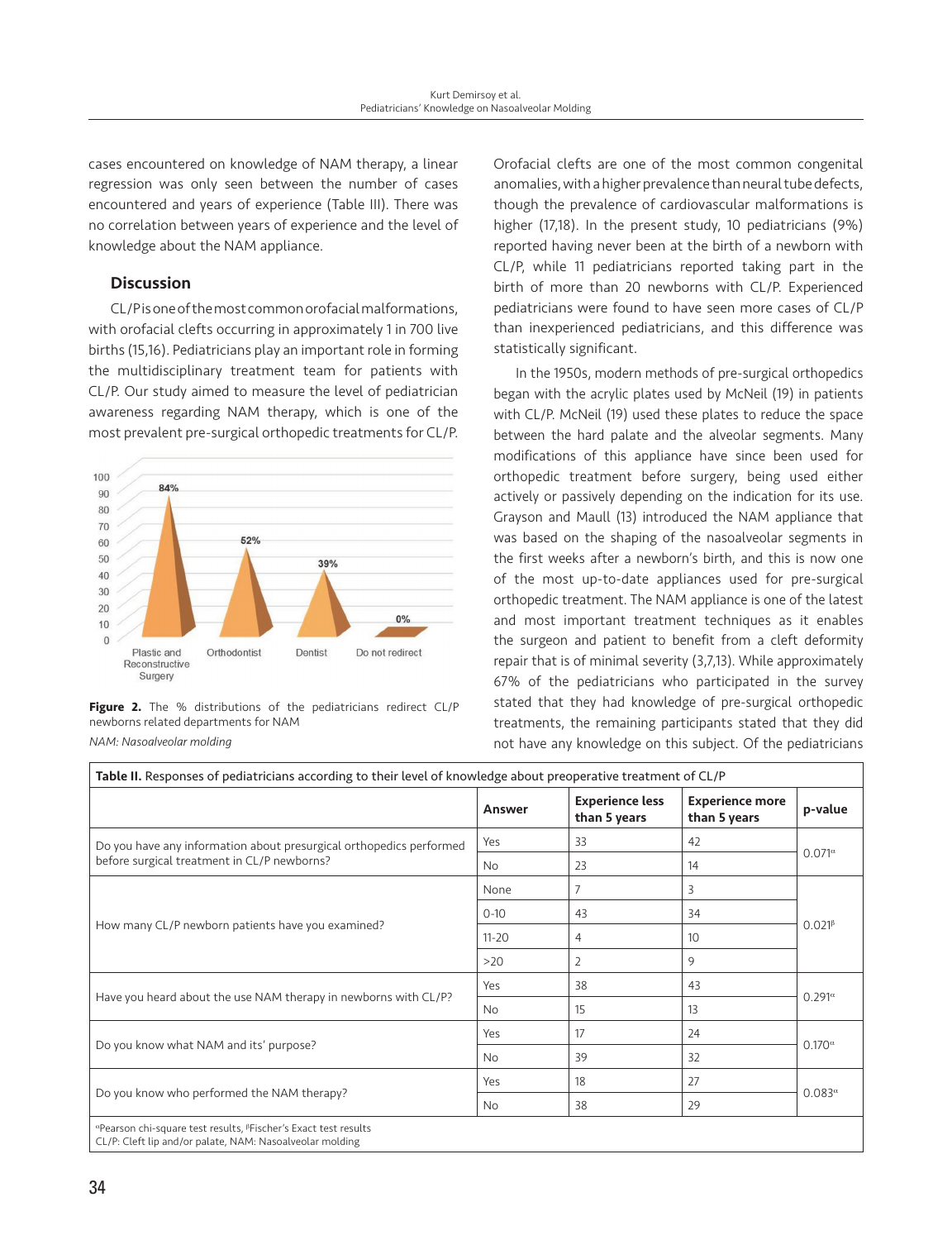cases encountered on knowledge of NAM therapy, a linear regression was only seen between the number of cases encountered and years of experience (Table III). There was no correlation between years of experience and the level of knowledge about the NAM appliance.

## Discussion

CL/P is one of the most common orofacial malformations, with orofacial clefts occurring in approximately 1 in 700 live births (15,16). Pediatricians play an important role in forming the multidisciplinary treatment team for patients with CL/P. Our study aimed to measure the level of pediatrician awareness regarding NAM therapy, which is one of the most prevalent pre-surgical orthopedic treatments for CL/P.

**Figure 2.** The % distributions of the pediatricians redirect CL/P newborns related departments for NAM

*NAM: Nasoalveolar molding*

Orofacial clefts are one of the most common congenital anomalies, with a higher prevalence than neural tube defects, though the prevalence of cardiovascular malformations is higher (17,18). In the present study, 10 pediatricians (9%) reported having never been at the birth of a newborn with CL/P, while 11 pediatricians reported taking part in the birth of more than 20 newborns with CL/P. Experienced pediatricians were found to have seen more cases of CL/P than inexperienced pediatricians, and this difference was statistically significant.

In the 1950s, modern methods of pre-surgical orthopedics began with the acrylic plates used by McNeil (19) in patients with CL/P. McNeil (19) used these plates to reduce the space between the hard palate and the alveolar segments. Many modifications of this appliance have since been used for orthopedic treatment before surgery, being used either actively or passively depending on the indication for its use. Grayson and Maull (13) introduced the NAM appliance that was based on the shaping of the nasoalveolar segments in the first weeks after a newborn's birth, and this is now one of the most up-to-date appliances used for pre-surgical orthopedic treatment. The NAM appliance is one of the latest and most important treatment techniques as it enables the surgeon and patient to benefit from a cleft deformity repair that is of minimal severity (3,7,13). While approximately 67% of the pediatricians who participated in the survey stated that they had knowledge of pre-surgical orthopedic treatments, the remaining participants stated that they did not have any knowledge on this subject. Of the pediatricians

**Table II.** Responses of pediatricians according to their level of knowledge about preoperative treatment of CL/P

| | Answer | Experience less than 5 years | Experience more than 5 years | p-value |
|---|---|---|---|---|
| Do you have any information about presurgical orthopedics performed before surgical treatment in CL/P newborns? | Yes | 33 | 42 | 0.071[α] |
| | No | 23 | 14 | |
| How many CL/P newborn patients have you examined? | None | 7 | 3 | 0.021[β] |
| | 0-10 | 43 | 34 | |
| | 11-20 | 4 | 10 | |
| | >20 | 2 | 9 | |
| Have you heard about the use NAM therapy in newborns with CL/P? | Yes | 38 | 43 | 0.291[α] |
| | No | 15 | 13 | |
| Do you know what NAM and its' purpose? | Yes | 17 | 24 | 0.170[α] |
| | No | 39 | 32 | |
| Do you know who performed the NAM therapy? | Yes | 18 | 27 | 0.083[α] |
| | No | 38 | 29 | |

[α]Pearson chi-square test results, [β]Fischer's Exact test results
CL/P: Cleft lip and/or palate, NAM: Nasoalveolar molding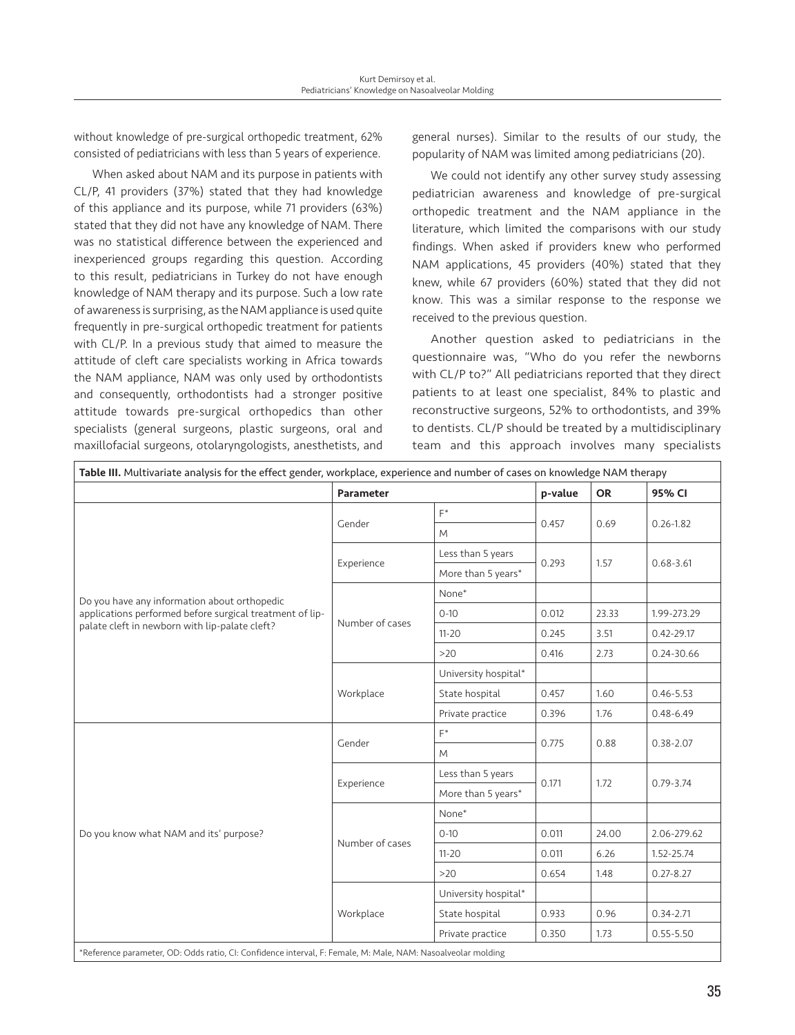without knowledge of pre-surgical orthopedic treatment, 62% consisted of pediatricians with less than 5 years of experience.

When asked about NAM and its purpose in patients with CL/P, 41 providers (37%) stated that they had knowledge of this appliance and its purpose, while 71 providers (63%) stated that they did not have any knowledge of NAM. There was no statistical difference between the experienced and inexperienced groups regarding this question. According to this result, pediatricians in Turkey do not have enough knowledge of NAM therapy and its purpose. Such a low rate of awareness is surprising, as the NAM appliance is used quite frequently in pre-surgical orthopedic treatment for patients with CL/P. In a previous study that aimed to measure the attitude of cleft care specialists working in Africa towards the NAM appliance, NAM was only used by orthodontists and consequently, orthodontists had a stronger positive attitude towards pre-surgical orthopedics than other specialists (general surgeons, plastic surgeons, oral and maxillofacial surgeons, otolaryngologists, anesthetists, and general nurses). Similar to the results of our study, the popularity of NAM was limited among pediatricians (20).

We could not identify any other survey study assessing pediatrician awareness and knowledge of pre-surgical orthopedic treatment and the NAM appliance in the literature, which limited the comparisons with our study findings. When asked if providers knew who performed NAM applications, 45 providers (40%) stated that they knew, while 67 providers (60%) stated that they did not know. This was a similar response to the response we received to the previous question.

Another question asked to pediatricians in the questionnaire was, "Who do you refer the newborns with CL/P to?" All pediatricians reported that they direct patients to at least one specialist, 84% to plastic and reconstructive surgeons, 52% to orthodontists, and 39% to dentists. CL/P should be treated by a multidisciplinary team and this approach involves many specialists

**Table III.** Multivariate analysis for the effect gender, workplace, experience and number of cases on knowledge NAM therapy

| | Parameter | | p-value | OR | 95% CI |
|---|---|---|---|---|---|
| Do you have any information about orthopedic applications performed before surgical treatment of lip-palate cleft in newborn with lip-palate cleft? | Gender | F* | 0.457 | 0.69 | 0.26-1.82 |
| | | M | | | |
| | Experience | Less than 5 years | 0.293 | 1.57 | 0.68-3.61 |
| | | More than 5 years* | | | |
| | Number of cases | None* | | | |
| | | 0-10 | 0.012 | 23.33 | 1.99-273.29 |
| | | 11-20 | 0.245 | 3.51 | 0.42-29.17 |
| | | >20 | 0.416 | 2.73 | 0.24-30.66 |
| | Workplace | University hospital* | | | |
| | | State hospital | 0.457 | 1.60 | 0.46-5.53 |
| | | Private practice | 0.396 | 1.76 | 0.48-6.49 |
| Do you know what NAM and its' purpose? | Gender | F* | 0.775 | 0.88 | 0.38-2.07 |
| | | M | | | |
| | Experience | Less than 5 years | 0.171 | 1.72 | 0.79-3.74 |
| | | More than 5 years* | | | |
| | Number of cases | None* | | | |
| | | 0-10 | 0.011 | 24.00 | 2.06-279.62 |
| | | 11-20 | 0.011 | 6.26 | 1.52-25.74 |
| | | >20 | 0.654 | 1.48 | 0.27-8.27 |
| | Workplace | University hospital* | | | |
| | | State hospital | 0.933 | 0.96 | 0.34-2.71 |
| | | Private practice | 0.350 | 1.73 | 0.55-5.50 |

*Reference parameter, OD: Odds ratio, CI: Confidence interval, F: Female, M: Male, NAM: Nasoalveolar molding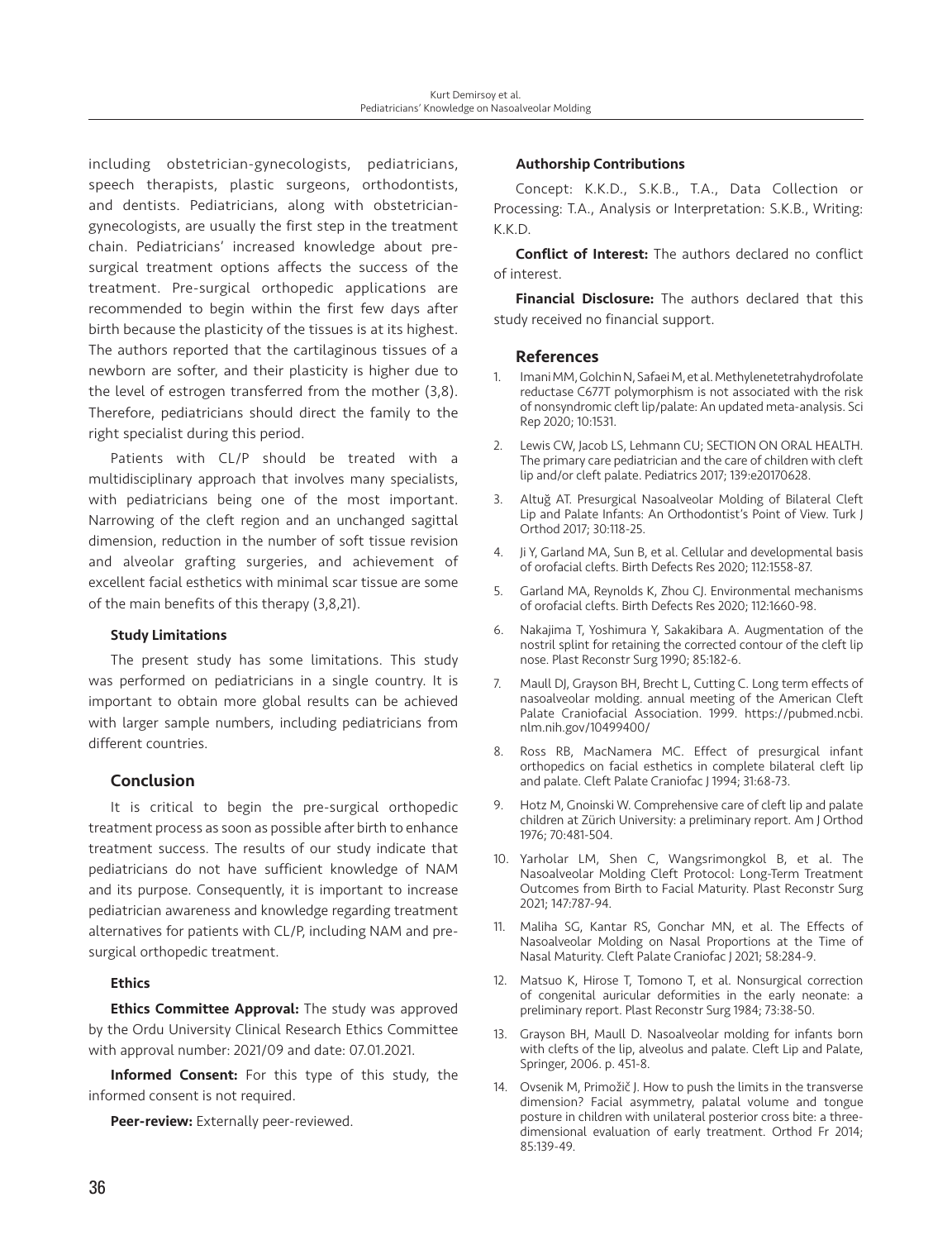including obstetrician-gynecologists, pediatricians, speech therapists, plastic surgeons, orthodontists, and dentists. Pediatricians, along with obstetrician-gynecologists, are usually the first step in the treatment chain. Pediatricians' increased knowledge about pre-surgical treatment options affects the success of the treatment. Pre-surgical orthopedic applications are recommended to begin within the first few days after birth because the plasticity of the tissues is at its highest. The authors reported that the cartilaginous tissues of a newborn are softer, and their plasticity is higher due to the level of estrogen transferred from the mother (3,8). Therefore, pediatricians should direct the family to the right specialist during this period.

Patients with CL/P should be treated with a multidisciplinary approach that involves many specialists, with pediatricians being one of the most important. Narrowing of the cleft region and an unchanged sagittal dimension, reduction in the number of soft tissue revision and alveolar grafting surgeries, and achievement of excellent facial esthetics with minimal scar tissue are some of the main benefits of this therapy (3,8,21).

#### Study Limitations

The present study has some limitations. This study was performed on pediatricians in a single country. It is important to obtain more global results can be achieved with larger sample numbers, including pediatricians from different countries.

## Conclusion

It is critical to begin the pre-surgical orthopedic treatment process as soon as possible after birth to enhance treatment success. The results of our study indicate that pediatricians do not have sufficient knowledge of NAM and its purpose. Consequently, it is important to increase pediatrician awareness and knowledge regarding treatment alternatives for patients with CL/P, including NAM and pre-surgical orthopedic treatment.

#### Ethics

**Ethics Committee Approval:** The study was approved by the Ordu University Clinical Research Ethics Committee with approval number: 2021/09 and date: 07.01.2021.

**Informed Consent:** For this type of this study, the informed consent is not required.

**Peer-review:** Externally peer-reviewed.

#### Authorship Contributions

Concept: K.K.D., S.K.B., T.A., Data Collection or Processing: T.A., Analysis or Interpretation: S.K.B., Writing: K.K.D.

**Conflict of Interest:** The authors declared no conflict of interest.

**Financial Disclosure:** The authors declared that this study received no financial support.

## References

1. Imani MM, Golchin N, Safaei M, et al. Methylenetetrahydrofolate reductase C677T polymorphism is not associated with the risk of nonsyndromic cleft lip/palate: An updated meta-analysis. Sci Rep 2020; 10:1531.
2. Lewis CW, Jacob LS, Lehmann CU; SECTION ON ORAL HEALTH. The primary care pediatrician and the care of children with cleft lip and/or cleft palate. Pediatrics 2017; 139:e20170628.
3. Altuğ AT. Presurgical Nasoalveolar Molding of Bilateral Cleft Lip and Palate Infants: An Orthodontist's Point of View. Turk J Orthod 2017; 30:118-25.
4. Ji Y, Garland MA, Sun B, et al. Cellular and developmental basis of orofacial clefts. Birth Defects Res 2020; 112:1558-87.
5. Garland MA, Reynolds K, Zhou CJ. Environmental mechanisms of orofacial clefts. Birth Defects Res 2020; 112:1660-98.
6. Nakajima T, Yoshimura Y, Sakakibara A. Augmentation of the nostril splint for retaining the corrected contour of the cleft lip nose. Plast Reconstr Surg 1990; 85:182-6.
7. Maull DJ, Grayson BH, Brecht L, Cutting C. Long term effects of nasoalveolar molding. annual meeting of the American Cleft Palate Craniofacial Association. 1999. https://pubmed.ncbi.nlm.nih.gov/10499400/
8. Ross RB, MacNamera MC. Effect of presurgical infant orthopedics on facial esthetics in complete bilateral cleft lip and palate. Cleft Palate Craniofac J 1994; 31:68-73.
9. Hotz M, Gnoinski W. Comprehensive care of cleft lip and palate children at Zürich University: a preliminary report. Am J Orthod 1976; 70:481-504.
10. Yarholar LM, Shen C, Wangsrimongkol B, et al. The Nasoalveolar Molding Cleft Protocol: Long-Term Treatment Outcomes from Birth to Facial Maturity. Plast Reconstr Surg 2021; 147:787-94.
11. Maliha SG, Kantar RS, Gonchar MN, et al. The Effects of Nasoalveolar Molding on Nasal Proportions at the Time of Nasal Maturity. Cleft Palate Craniofac J 2021; 58:284-9.
12. Matsuo K, Hirose T, Tomono T, et al. Nonsurgical correction of congenital auricular deformities in the early neonate: a preliminary report. Plast Reconstr Surg 1984; 73:38-50.
13. Grayson BH, Maull D. Nasoalveolar molding for infants born with clefts of the lip, alveolus and palate. Cleft Lip and Palate, Springer, 2006. p. 451-8.
14. Ovsenik M, Primožič J. How to push the limits in the transverse dimension? Facial asymmetry, palatal volume and tongue posture in children with unilateral posterior cross bite: a three-dimensional evaluation of early treatment. Orthod Fr 2014; 85:139-49.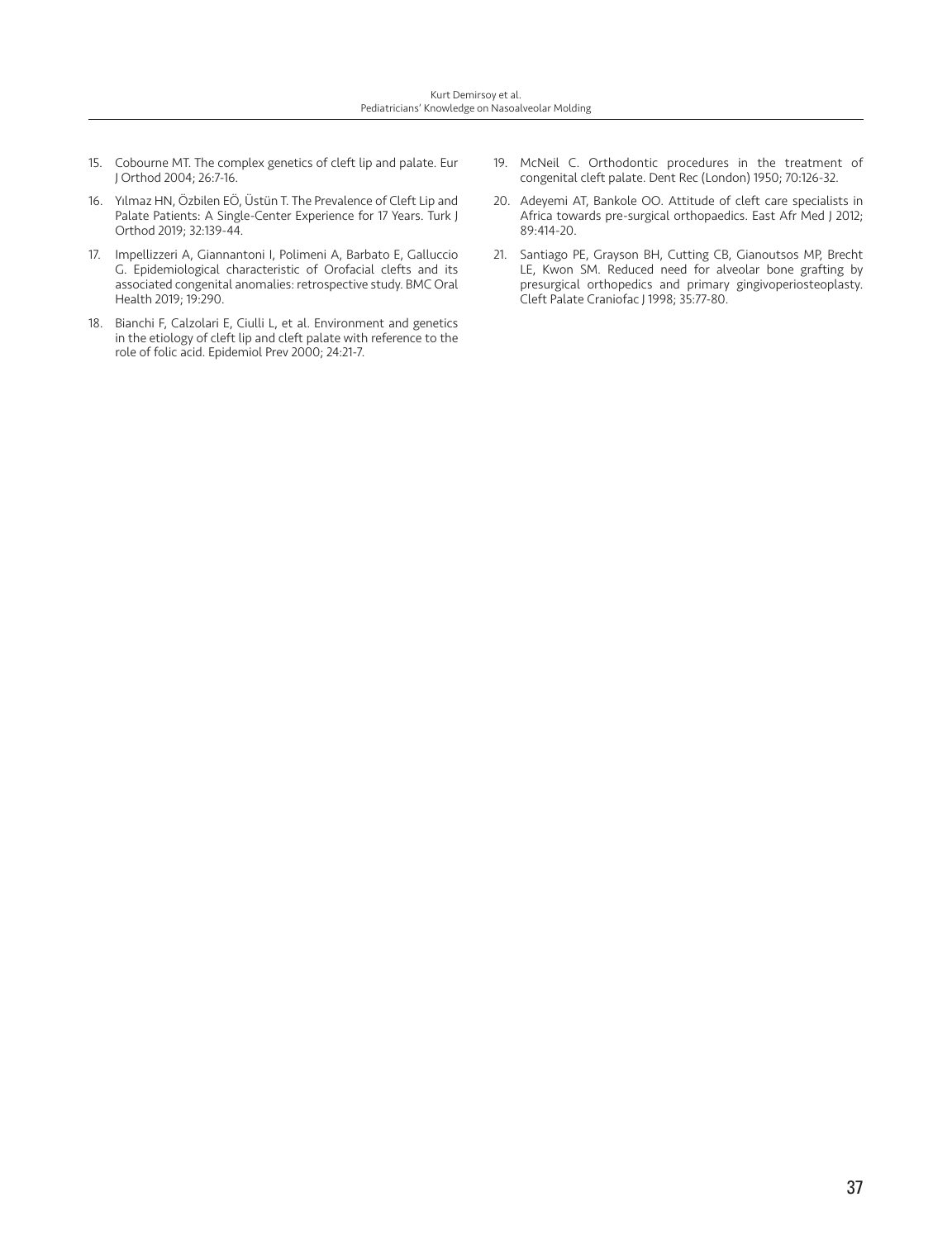15. Cobourne MT. The complex genetics of cleft lip and palate. Eur J Orthod 2004; 26:7-16.
16. Yılmaz HN, Özbilen EÖ, Üstün T. The Prevalence of Cleft Lip and Palate Patients: A Single-Center Experience for 17 Years. Turk J Orthod 2019; 32:139-44.
17. Impellizzeri A, Giannantoni I, Polimeni A, Barbato E, Galluccio G. Epidemiological characteristic of Orofacial clefts and its associated congenital anomalies: retrospective study. BMC Oral Health 2019; 19:290.
18. Bianchi F, Calzolari E, Ciulli L, et al. Environment and genetics in the etiology of cleft lip and cleft palate with reference to the role of folic acid. Epidemiol Prev 2000; 24:21-7.
19. McNeil C. Orthodontic procedures in the treatment of congenital cleft palate. Dent Rec (London) 1950; 70:126-32.
20. Adeyemi AT, Bankole OO. Attitude of cleft care specialists in Africa towards pre-surgical orthopaedics. East Afr Med J 2012; 89:414-20.
21. Santiago PE, Grayson BH, Cutting CB, Gianoutsos MP, Brecht LE, Kwon SM. Reduced need for alveolar bone grafting by presurgical orthopedics and primary gingivoperiosteoplasty. Cleft Palate Craniofac J 1998; 35:77-80.